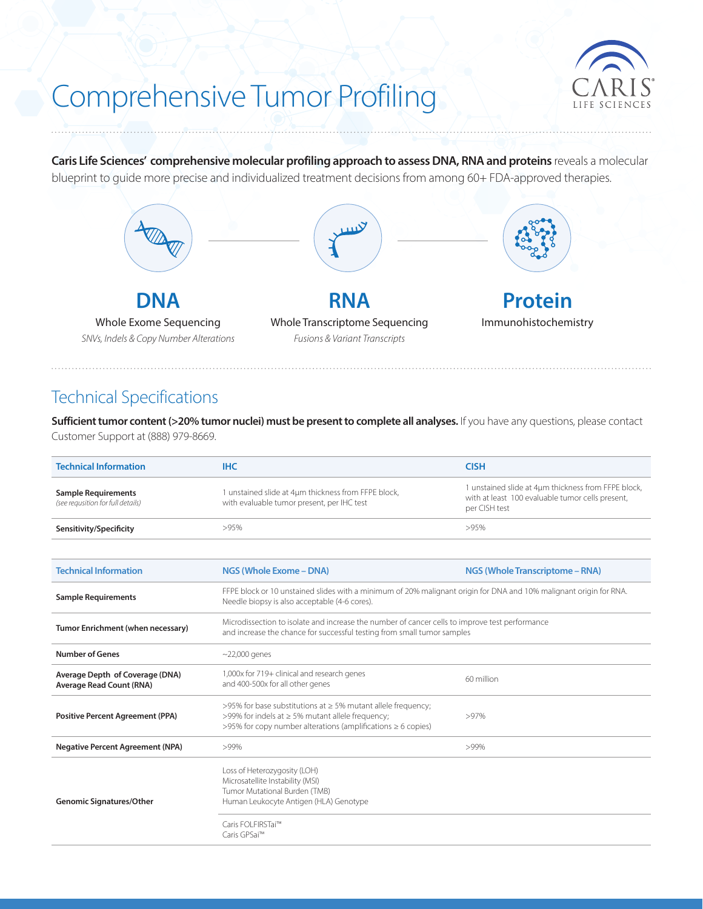# Comprehensive Tumor Profiling

CARIS LIFE SCIENCES

**Caris Life Sciences' comprehensive molecular profiling approach to assess DNA, RNA and proteins** reveals a molecular blueprint to guide more precise and individualized treatment decisions from among 60+ FDA-approved therapies.

**DNA**
Whole Exome Sequencing
*SNVs, Indels & Copy Number Alterations*

**RNA**
Whole Transcriptome Sequencing
*Fusions & Variant Transcripts*

**Protein**
Immunohistochemistry

## Technical Specifications

**Sufficient tumor content (>20% tumor nuclei) must be present to complete all analyses.** If you have any questions, please contact Customer Support at (888) 979-8669.

| Technical Information | IHC | CISH |
|---|---|---|
| **Sample Requirements** *(see requsition for full details)* | 1 unstained slide at 4µm thickness from FFPE block, with evaluable tumor present, per IHC test | 1 unstained slide at 4µm thickness from FFPE block, with at least 100 evaluable tumor cells present, per CISH test |
| **Sensitivity/Specificity** | >95% | >95% |

| Technical Information | NGS (Whole Exome – DNA) | NGS (Whole Transcriptome – RNA) |
|---|---|---|
| **Sample Requirements** | FFPE block or 10 unstained slides with a minimum of 20% malignant origin for DNA and 10% malignant origin for RNA. Needle biopsy is also acceptable (4-6 cores). | |
| **Tumor Enrichment (when necessary)** | Microdissection to isolate and increase the number of cancer cells to improve test performance and increase the chance for successful testing from small tumor samples | |
| **Number of Genes** | ~22,000 genes | |
| **Average Depth of Coverage (DNA)** **Average Read Count (RNA)** | 1,000x for 719+ clinical and research genes and 400-500x for all other genes | 60 million |
| **Positive Percent Agreement (PPA)** | >95% for base substitutions at ≥ 5% mutant allele frequency; >99% for indels at ≥ 5% mutant allele frequency; >95% for copy number alterations (amplifications ≥ 6 copies) | >97% |
| **Negative Percent Agreement (NPA)** | >99% | >99% |
| **Genomic Signatures/Other** | Loss of Heterozygosity (LOH) Microsatellite Instability (MSI) Tumor Mutational Burden (TMB) Human Leukocyte Antigen (HLA) Genotype | |
| | Caris FOLFIRSTai™ Caris GPSai™ | |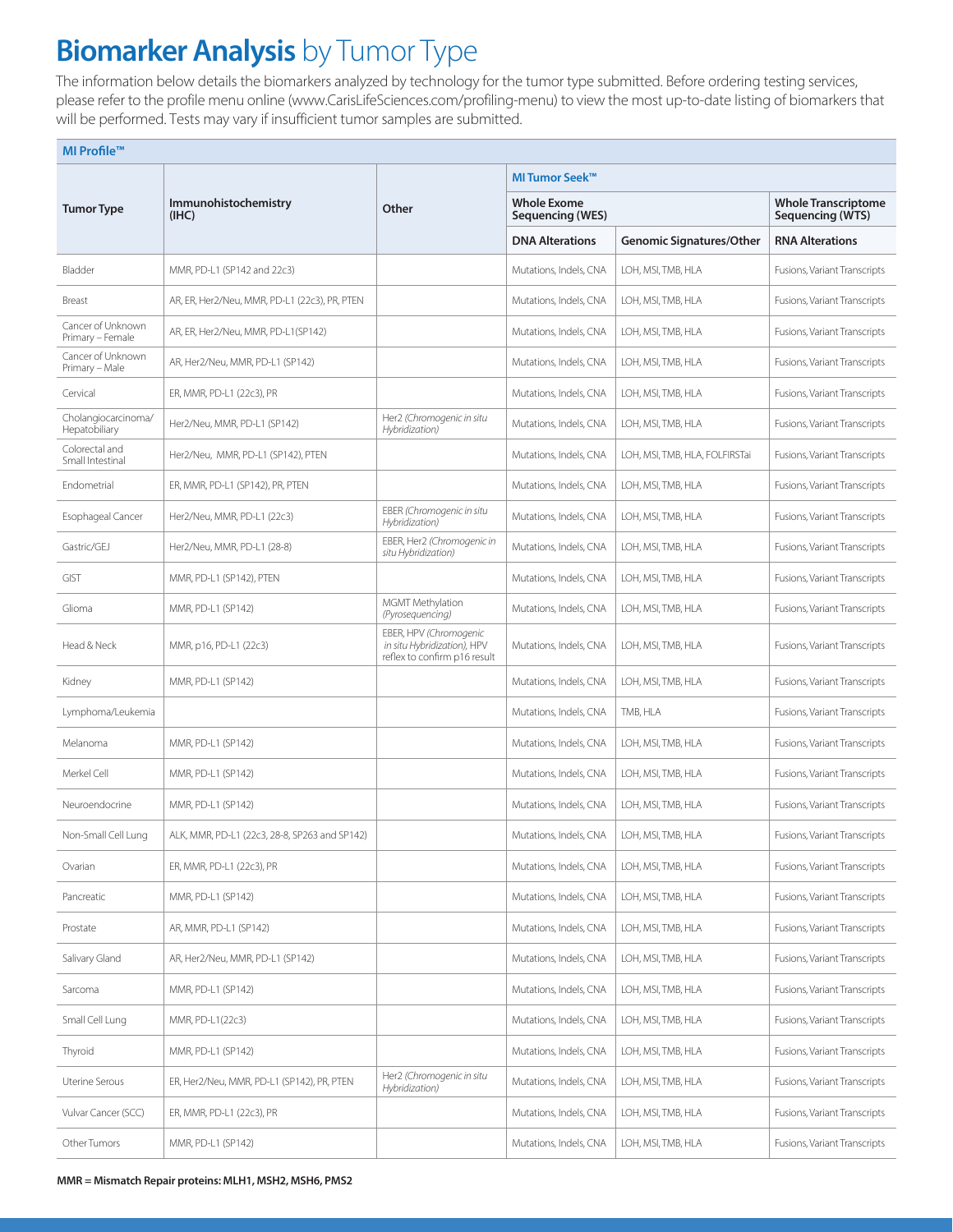# **Biomarker Analysis** by Tumor Type

The information below details the biomarkers analyzed by technology for the tumor type submitted. Before ordering testing services, please refer to the profile menu online (www.CarisLifeSciences.com/profiling-menu) to view the most up-to-date listing of biomarkers that will be performed. Tests may vary if insufficient tumor samples are submitted.

| MI Profile™ | | | | | |
|---|---|---|---|---|---|
| **Tumor Type** | **Immunohistochemistry (IHC)** | **Other** | **MI Tumor Seek™** | | |
| | | | **Whole Exome Sequencing (WES)** | | **Whole Transcriptome Sequencing (WTS)** |
| | | | **DNA Alterations** | **Genomic Signatures/Other** | **RNA Alterations** |
| Bladder | MMR, PD-L1 (SP142 and 22c3) | | Mutations, Indels, CNA | LOH, MSI, TMB, HLA | Fusions, Variant Transcripts |
| Breast | AR, ER, Her2/Neu, MMR, PD-L1 (22c3), PR, PTEN | | Mutations, Indels, CNA | LOH, MSI, TMB, HLA | Fusions, Variant Transcripts |
| Cancer of Unknown Primary – Female | AR, ER, Her2/Neu, MMR, PD-L1(SP142) | | Mutations, Indels, CNA | LOH, MSI, TMB, HLA | Fusions, Variant Transcripts |
| Cancer of Unknown Primary – Male | AR, Her2/Neu, MMR, PD-L1 (SP142) | | Mutations, Indels, CNA | LOH, MSI, TMB, HLA | Fusions, Variant Transcripts |
| Cervical | ER, MMR, PD-L1 (22c3), PR | | Mutations, Indels, CNA | LOH, MSI, TMB, HLA | Fusions, Variant Transcripts |
| Cholangiocarcinoma/ Hepatobiliary | Her2/Neu, MMR, PD-L1 (SP142) | Her2 *(Chromogenic in situ Hybridization)* | Mutations, Indels, CNA | LOH, MSI, TMB, HLA | Fusions, Variant Transcripts |
| Colorectal and Small Intestinal | Her2/Neu, MMR, PD-L1 (SP142), PTEN | | Mutations, Indels, CNA | LOH, MSI, TMB, HLA, FOLFIRSTai | Fusions, Variant Transcripts |
| Endometrial | ER, MMR, PD-L1 (SP142), PR, PTEN | | Mutations, Indels, CNA | LOH, MSI, TMB, HLA | Fusions, Variant Transcripts |
| Esophageal Cancer | Her2/Neu, MMR, PD-L1 (22c3) | EBER *(Chromogenic in situ Hybridization)* | Mutations, Indels, CNA | LOH, MSI, TMB, HLA | Fusions, Variant Transcripts |
| Gastric/GEJ | Her2/Neu, MMR, PD-L1 (28-8) | EBER, Her2 *(Chromogenic in situ Hybridization)* | Mutations, Indels, CNA | LOH, MSI, TMB, HLA | Fusions, Variant Transcripts |
| GIST | MMR, PD-L1 (SP142), PTEN | | Mutations, Indels, CNA | LOH, MSI, TMB, HLA | Fusions, Variant Transcripts |
| Glioma | MMR, PD-L1 (SP142) | MGMT Methylation *(Pyrosequencing)* | Mutations, Indels, CNA | LOH, MSI, TMB, HLA | Fusions, Variant Transcripts |
| Head & Neck | MMR, p16, PD-L1 (22c3) | EBER, HPV *(Chromogenic in situ Hybridization)*, HPV reflex to confirm p16 result | Mutations, Indels, CNA | LOH, MSI, TMB, HLA | Fusions, Variant Transcripts |
| Kidney | MMR, PD-L1 (SP142) | | Mutations, Indels, CNA | LOH, MSI, TMB, HLA | Fusions, Variant Transcripts |
| Lymphoma/Leukemia | | | Mutations, Indels, CNA | TMB, HLA | Fusions, Variant Transcripts |
| Melanoma | MMR, PD-L1 (SP142) | | Mutations, Indels, CNA | LOH, MSI, TMB, HLA | Fusions, Variant Transcripts |
| Merkel Cell | MMR, PD-L1 (SP142) | | Mutations, Indels, CNA | LOH, MSI, TMB, HLA | Fusions, Variant Transcripts |
| Neuroendocrine | MMR, PD-L1 (SP142) | | Mutations, Indels, CNA | LOH, MSI, TMB, HLA | Fusions, Variant Transcripts |
| Non-Small Cell Lung | ALK, MMR, PD-L1 (22c3, 28-8, SP263 and SP142) | | Mutations, Indels, CNA | LOH, MSI, TMB, HLA | Fusions, Variant Transcripts |
| Ovarian | ER, MMR, PD-L1 (22c3), PR | | Mutations, Indels, CNA | LOH, MSI, TMB, HLA | Fusions, Variant Transcripts |
| Pancreatic | MMR, PD-L1 (SP142) | | Mutations, Indels, CNA | LOH, MSI, TMB, HLA | Fusions, Variant Transcripts |
| Prostate | AR, MMR, PD-L1 (SP142) | | Mutations, Indels, CNA | LOH, MSI, TMB, HLA | Fusions, Variant Transcripts |
| Salivary Gland | AR, Her2/Neu, MMR, PD-L1 (SP142) | | Mutations, Indels, CNA | LOH, MSI, TMB, HLA | Fusions, Variant Transcripts |
| Sarcoma | MMR, PD-L1 (SP142) | | Mutations, Indels, CNA | LOH, MSI, TMB, HLA | Fusions, Variant Transcripts |
| Small Cell Lung | MMR, PD-L1(22c3) | | Mutations, Indels, CNA | LOH, MSI, TMB, HLA | Fusions, Variant Transcripts |
| Thyroid | MMR, PD-L1 (SP142) | | Mutations, Indels, CNA | LOH, MSI, TMB, HLA | Fusions, Variant Transcripts |
| Uterine Serous | ER, Her2/Neu, MMR, PD-L1 (SP142), PR, PTEN | Her2 *(Chromogenic in situ Hybridization)* | Mutations, Indels, CNA | LOH, MSI, TMB, HLA | Fusions, Variant Transcripts |
| Vulvar Cancer (SCC) | ER, MMR, PD-L1 (22c3), PR | | Mutations, Indels, CNA | LOH, MSI, TMB, HLA | Fusions, Variant Transcripts |
| Other Tumors | MMR, PD-L1 (SP142) | | Mutations, Indels, CNA | LOH, MSI, TMB, HLA | Fusions, Variant Transcripts |

**MMR = Mismatch Repair proteins: MLH1, MSH2, MSH6, PMS2**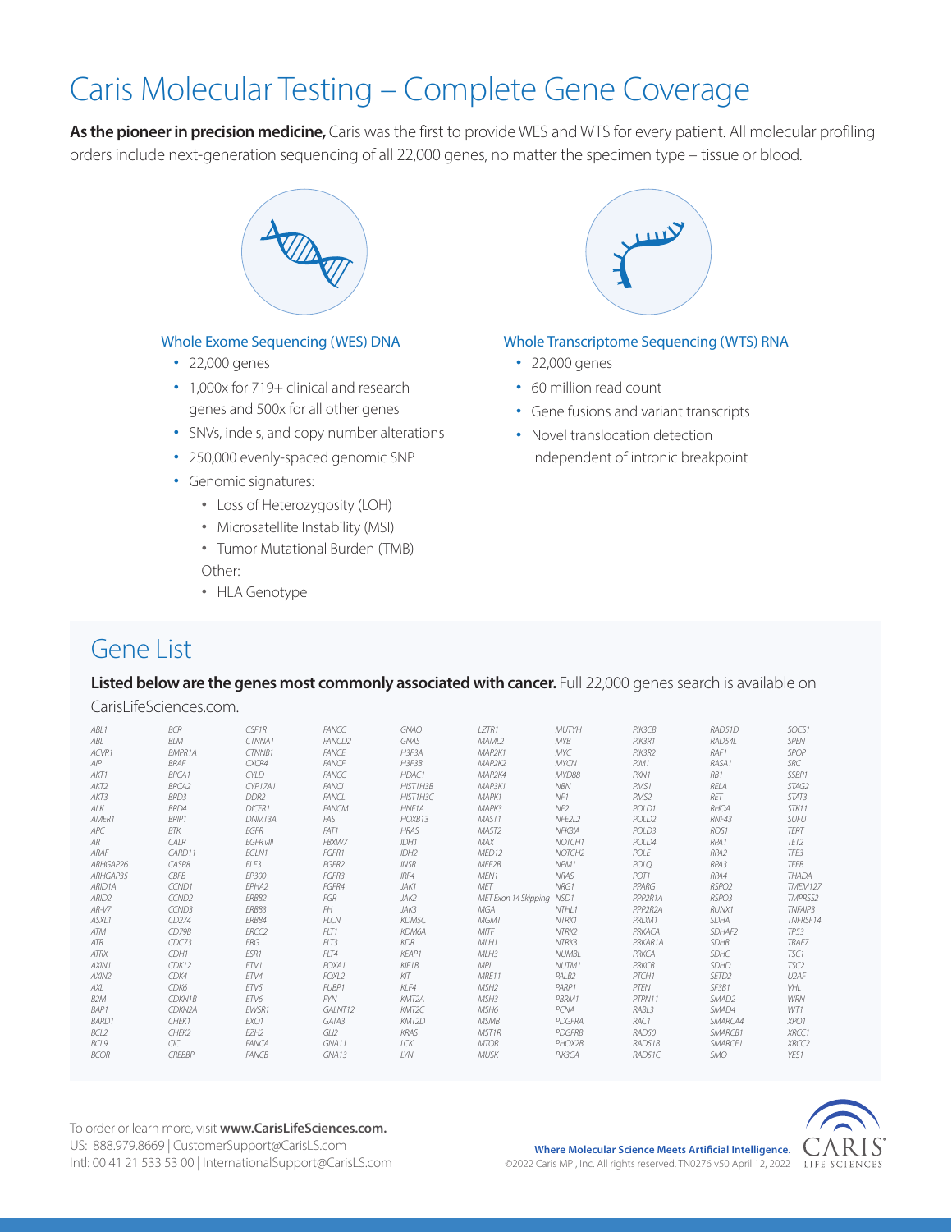# Caris Molecular Testing – Complete Gene Coverage

**As the pioneer in precision medicine,** Caris was the first to provide WES and WTS for every patient. All molecular profiling orders include next-generation sequencing of all 22,000 genes, no matter the specimen type – tissue or blood.

### Whole Exome Sequencing (WES) DNA

- 22,000 genes
- 1,000x for 719+ clinical and research genes and 500x for all other genes
- SNVs, indels, and copy number alterations
- 250,000 evenly-spaced genomic SNP
- Genomic signatures:
  - Loss of Heterozygosity (LOH)
  - Microsatellite Instability (MSI)
  - Tumor Mutational Burden (TMB)

  Other:
  - HLA Genotype

### Whole Transcriptome Sequencing (WTS) RNA

- 22,000 genes
- 60 million read count
- Gene fusions and variant transcripts
- Novel translocation detection independent of intronic breakpoint

## Gene List

**Listed below are the genes most commonly associated with cancer.** Full 22,000 genes search is available on CarisLifeSciences.com.

| | | | | | | | | | |
|---|---|---|---|---|---|---|---|---|---|
| *ABL1* | *BCR* | *CSF1R* | *FANCC* | *GNAQ* | *LZTR1* | *MUTYH* | *PIK3CB* | *RAD51D* | *SOCS1* |
| *ABL* | *BLM* | *CTNNA1* | *FANCD2* | *GNAS* | *MAML2* | *MYB* | *PIK3R1* | *RAD54L* | *SPEN* |
| *ACVR1* | *BMPR1A* | *CTNNB1* | *FANCE* | *H3F3A* | *MAP2K1* | *MYC* | *PIK3R2* | *RAF1* | *SPOP* |
| *AIP* | *BRAF* | *CXCR4* | *FANCF* | *H3F3B* | *MAP2K2* | *MYCN* | *PIM1* | *RASA1* | *SRC* |
| *AKT1* | *BRCA1* | *CYLD* | *FANCG* | *HDAC1* | *MAP2K4* | *MYD88* | *PKN1* | *RB1* | *SSBP1* |
| *AKT2* | *BRCA2* | *CYP17A1* | *FANCI* | *HIST1H3B* | *MAP3K1* | *NBN* | *PMS1* | *RELA* | *STAG2* |
| *AKT3* | *BRD3* | *DDR2* | *FANCL* | *HIST1H3C* | *MAPK1* | *NF1* | *PMS2* | *RET* | *STAT3* |
| *ALK* | *BRD4* | *DICER1* | *FANCM* | *HNF1A* | *MAPK3* | *NF2* | *POLD1* | *RHOA* | *STK11* |
| *AMER1* | *BRIP1* | *DNMT3A* | *FAS* | *HOXB13* | *MAST1* | *NFE2L2* | *POLD2* | *RNF43* | *SUFU* |
| *APC* | *BTK* | *EGFR* | *FAT1* | *HRAS* | *MAST2* | *NFKBIA* | *POLD3* | *ROS1* | *TERT* |
| *AR* | *CALR* | *EGFR vIII* | *FBXW7* | *IDH1* | *MAX* | *NOTCH1* | *POLD4* | *RPA1* | *TET2* |
| *ARAF* | *CARD11* | *EGLN1* | *FGFR1* | *IDH2* | *MED12* | *NOTCH2* | *POLE* | *RPA2* | *TFE3* |
| *ARHGAP26* | *CASP8* | *ELF3* | *FGFR2* | *INSR* | *MEF2B* | *NPM1* | *POLQ* | *RPA3* | *TFEB* |
| *ARHGAP35* | *CBFB* | *EP300* | *FGFR3* | *IRF4* | *MEN1* | *NRAS* | *POT1* | *RPA4* | *THADA* |
| *ARID1A* | *CCND1* | *EPHA2* | *FGFR4* | *JAK1* | *MET* | *NRG1* | *PPARG* | *RSPO2* | *TMEM127* |
| *ARID2* | *CCND2* | *ERBB2* | *FGR* | *JAK2* | *MET Exon 14 Skipping* | *NSD1* | *PPP2R1A* | *RSPO3* | *TMPRSS2* |
| *AR-V7* | *CCND3* | *ERBB3* | *FH* | *JAK3* | *MGA* | *NTHL1* | *PPP2R2A* | *RUNX1* | *TNFAIP3* |
| *ASXL1* | *CD274* | *ERBB4* | *FLCN* | *KDM5C* | *MGMT* | *NTRK1* | *PRDM1* | *SDHA* | *TNFRSF14* |
| *ATM* | *CD79B* | *ERCC2* | *FLT1* | *KDM6A* | *MITF* | *NTRK2* | *PRKACA* | *SDHAF2* | *TP53* |
| *ATR* | *CDC73* | *ERG* | *FLT3* | *KDR* | *MLH1* | *NTRK3* | *PRKAR1A* | *SDHB* | *TRAF7* |
| *ATRX* | *CDH1* | *ESR1* | *FLT4* | *KEAP1* | *MLH3* | *NUMBL* | *PRKCA* | *SDHC* | *TSC1* |
| *AXIN1* | *CDK12* | *ETV1* | *FOXA1* | *KIF1B* | *MPL* | *NUTM1* | *PRKCB* | *SDHD* | *TSC2* |
| *AXIN2* | *CDK4* | *ETV4* | *FOXL2* | *KIT* | *MRE11* | *PALB2* | *PTCH1* | *SETD2* | *U2AF* |
| *AXL* | *CDK6* | *ETV5* | *FUBP1* | *KLF4* | *MSH2* | *PARP1* | *PTEN* | *SF3B1* | *VHL* |
| *B2M* | *CDKN1B* | *ETV6* | *FYN* | *KMT2A* | *MSH3* | *PBRM1* | *PTPN11* | *SMAD2* | *WRN* |
| *BAP1* | *CDKN2A* | *EWSR1* | *GALNT12* | *KMT2C* | *MSH6* | *PCNA* | *RABL3* | *SMAD4* | *WT1* |
| *BARD1* | *CHEK1* | *EXO1* | *GATA3* | *KMT2D* | *MSMB* | *PDGFRA* | *RAC1* | *SMARCA4* | *XPO1* |
| *BCL2* | *CHEK2* | *EZH2* | *GLI2* | *KRAS* | *MST1R* | *PDGFRB* | *RAD50* | *SMARCB1* | *XRCC1* |
| *BCL9* | *CIC* | *FANCA* | *GNA11* | *LCK* | *MTOR* | *PHOX2B* | *RAD51B* | *SMARCE1* | *XRCC2* |
| *BCOR* | *CREBBP* | *FANCB* | *GNA13* | *LYN* | *MUSK* | *PIK3CA* | *RAD51C* | *SMO* | *YES1* |

To order or learn more, visit **www.CarisLifeSciences.com.**
US: 888.979.8669 | CustomerSupport@CarisLS.com
Intl: 00 41 21 533 53 00 | InternationalSupport@CarisLS.com

**Where Molecular Science Meets Artificial Intelligence.**
©2022 Caris MPI, Inc. All rights reserved. TN0276 v50 April 12, 2022

CARIS LIFE SCIENCES